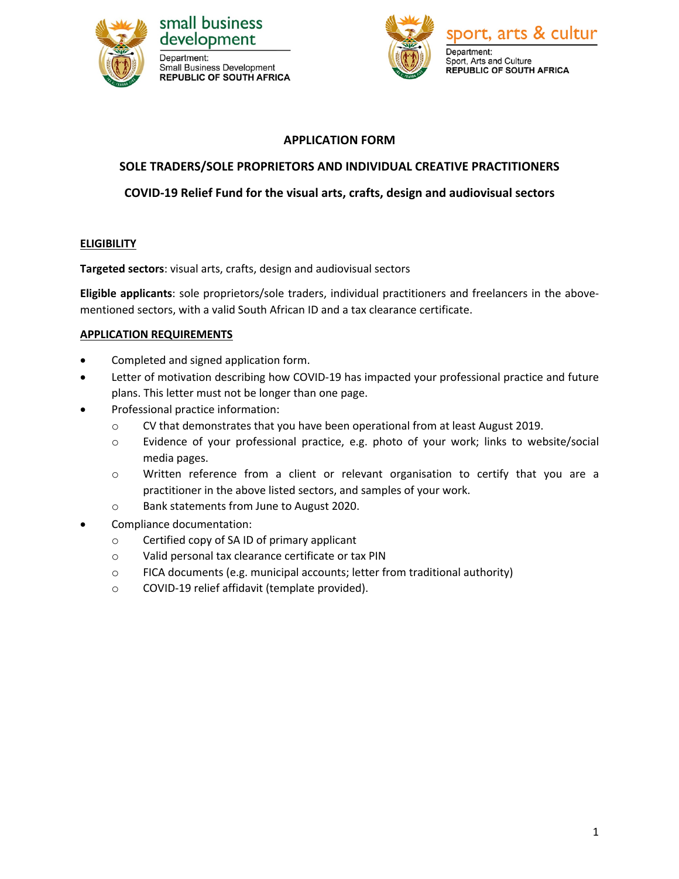small business development

Department:
Small Business Development
REPUBLIC OF SOUTH AFRICA

sport, arts & cultur

Department:
Sport, Arts and Culture
REPUBLIC OF SOUTH AFRICA

# APPLICATION FORM

## SOLE TRADERS/SOLE PROPRIETORS AND INDIVIDUAL CREATIVE PRACTITIONERS

## COVID-19 Relief Fund for the visual arts, crafts, design and audiovisual sectors

### ELIGIBILITY

**Targeted sectors**: visual arts, crafts, design and audiovisual sectors

**Eligible applicants**: sole proprietors/sole traders, individual practitioners and freelancers in the above-mentioned sectors, with a valid South African ID and a tax clearance certificate.

### APPLICATION REQUIREMENTS

- Completed and signed application form.
- Letter of motivation describing how COVID-19 has impacted your professional practice and future plans. This letter must not be longer than one page.
- Professional practice information:
  - CV that demonstrates that you have been operational from at least August 2019.
  - Evidence of your professional practice, e.g. photo of your work; links to website/social media pages.
  - Written reference from a client or relevant organisation to certify that you are a practitioner in the above listed sectors, and samples of your work.
  - Bank statements from June to August 2020.
- Compliance documentation:
  - Certified copy of SA ID of primary applicant
  - Valid personal tax clearance certificate or tax PIN
  - FICA documents (e.g. municipal accounts; letter from traditional authority)
  - COVID-19 relief affidavit (template provided).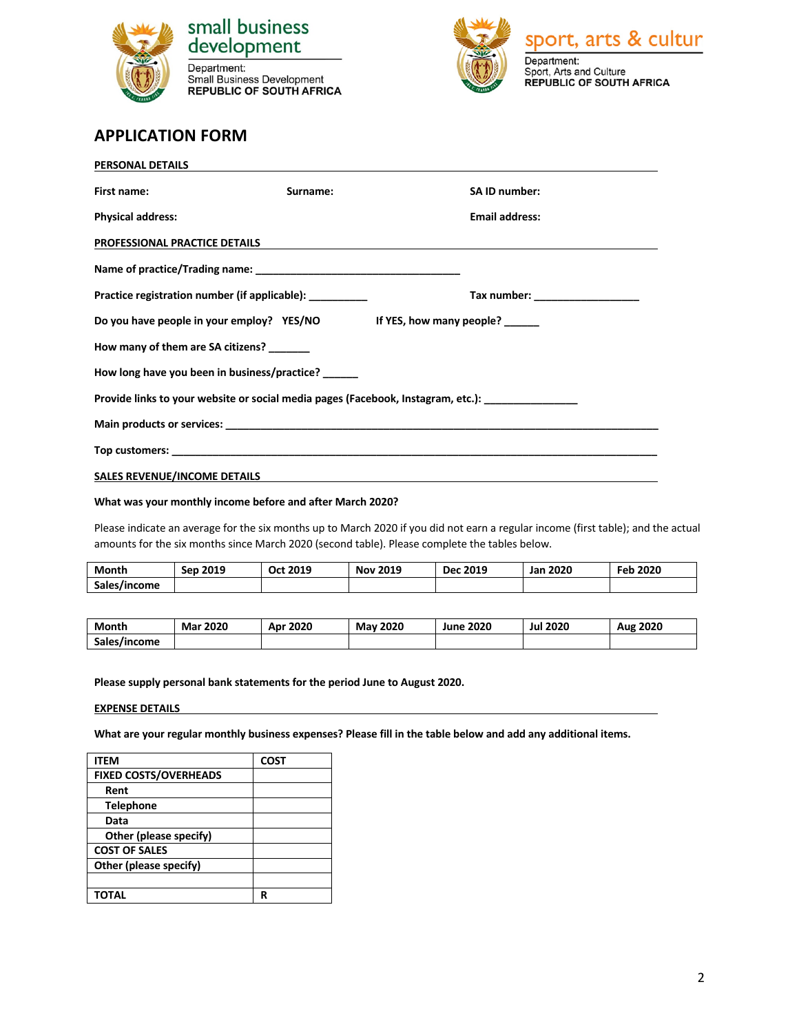small business development

Department:
Small Business Development
REPUBLIC OF SOUTH AFRICA

sport, arts & cultur

Department:
Sport, Arts and Culture
REPUBLIC OF SOUTH AFRICA

# APPLICATION FORM

## PERSONAL DETAILS

**First name:** **Surname:** **SA ID number:**

**Physical address:** **Email address:**

## PROFESSIONAL PRACTICE DETAILS

**Name of practice/Trading name:** ___________________________________

**Practice registration number (if applicable):** __________ **Tax number:** __________________

**Do you have people in your employ? YES/NO** **If YES, how many people?** ______

**How many of them are SA citizens?** _______

**How long have you been in business/practice?** ______

**Provide links to your website or social media pages (Facebook, Instagram, etc.):** ________________

**Main products or services:** ___________________________________________________________________________

**Top customers:** ________________________________________________________________________________________

## SALES REVENUE/INCOME DETAILS

**What was your monthly income before and after March 2020?**

Please indicate an average for the six months up to March 2020 if you did not earn a regular income (first table); and the actual amounts for the six months since March 2020 (second table). Please complete the tables below.

| Month | Sep 2019 | Oct 2019 | Nov 2019 | Dec 2019 | Jan 2020 | Feb 2020 |
|---|---|---|---|---|---|---|
| Sales/income | | | | | | |

| Month | Mar 2020 | Apr 2020 | May 2020 | June 2020 | Jul 2020 | Aug 2020 |
|---|---|---|---|---|---|---|
| Sales/income | | | | | | |

**Please supply personal bank statements for the period June to August 2020.**

## EXPENSE DETAILS

**What are your regular monthly business expenses? Please fill in the table below and add any additional items.**

| ITEM | COST |
|---|---|
| FIXED COSTS/OVERHEADS | |
| Rent | |
| Telephone | |
| Data | |
| Other (please specify) | |
| COST OF SALES | |
| Other (please specify) | |
| | |
| TOTAL | R |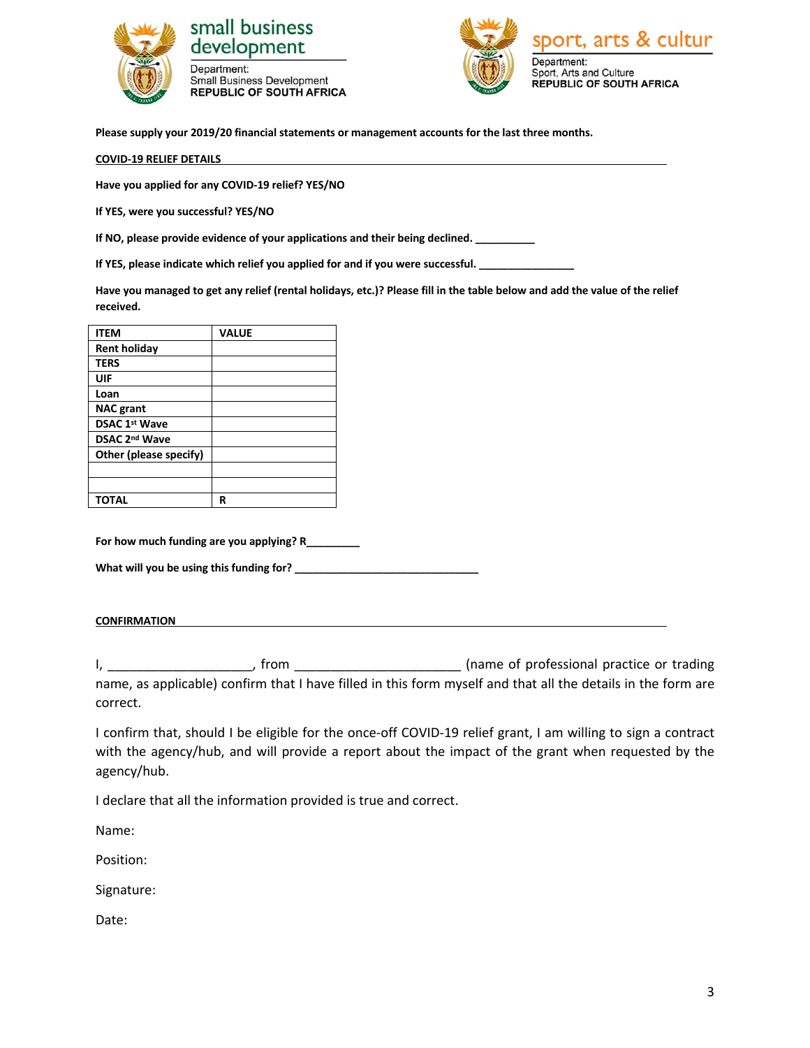Please supply your 2019/20 financial statements or management accounts for the last three months.

**COVID-19 RELIEF DETAILS**

**Have you applied for any COVID-19 relief? YES/NO**

**If YES, were you successful? YES/NO**

**If NO, please provide evidence of your applications and their being declined. __________**

**If YES, please indicate which relief you applied for and if you were successful. ________________**

**Have you managed to get any relief (rental holidays, etc.)? Please fill in the table below and add the value of the relief received.**

| ITEM | VALUE |
|---|---|
| Rent holiday | |
| TERS | |
| UIF | |
| Loan | |
| NAC grant | |
| DSAC 1st Wave | |
| DSAC 2nd Wave | |
| Other (please specify) | |
| | |
| | |
| TOTAL | R |

**For how much funding are you applying? R_________**

**What will you be using this funding for? ______________________________**

**CONFIRMATION**

I, ____________________, from _______________________ (name of professional practice or trading name, as applicable) confirm that I have filled in this form myself and that all the details in the form are correct.

I confirm that, should I be eligible for the once-off COVID-19 relief grant, I am willing to sign a contract with the agency/hub, and will provide a report about the impact of the grant when requested by the agency/hub.

I declare that all the information provided is true and correct.

Name:

Position:

Signature:

Date: